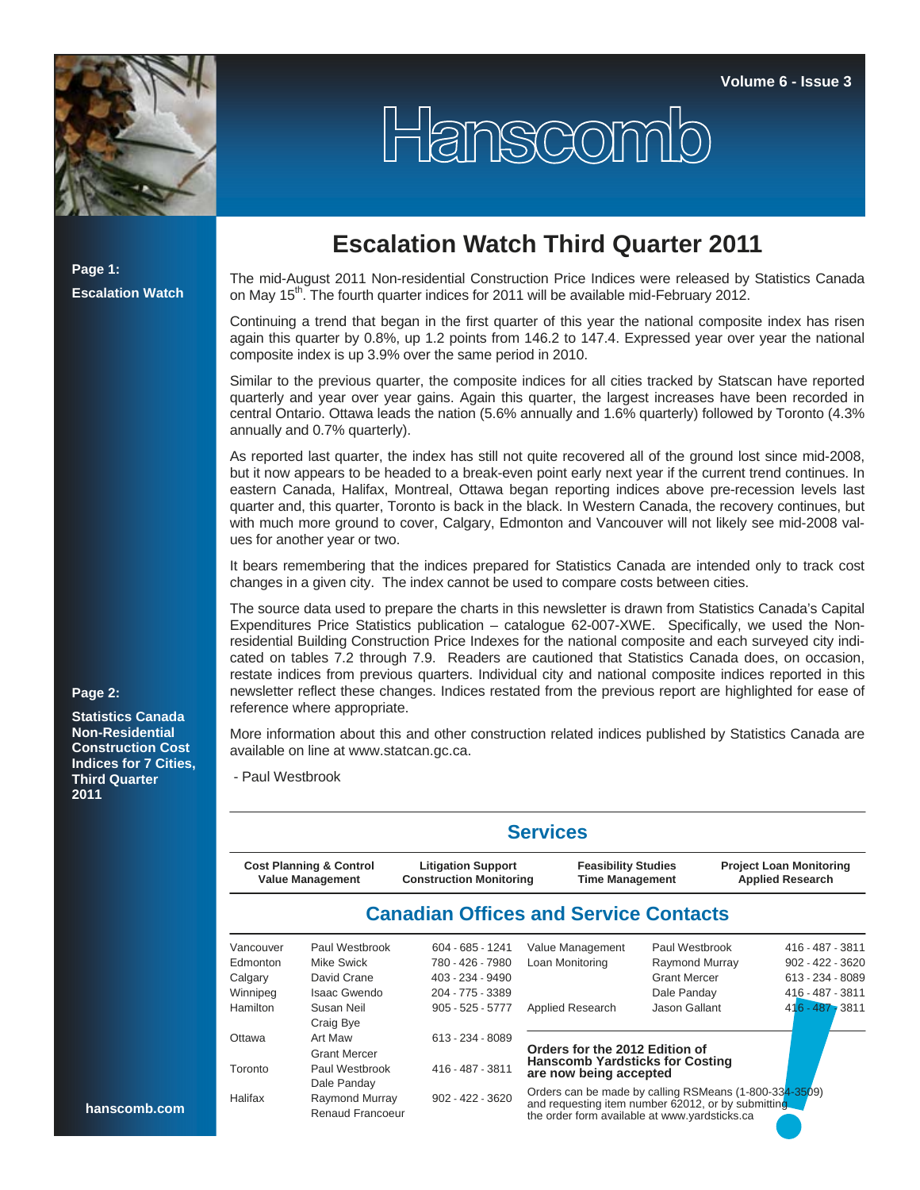# Hanscomb

Volume 6 - Issue 3

**Page 1:**
**Escalation Watch**

**Page 2:**
**Statistics Canada Non-Residential Construction Cost Indices for 7 Cities, Third Quarter 2011**

## Escalation Watch Third Quarter 2011

The mid-August 2011 Non-residential Construction Price Indices were released by Statistics Canada on May 15th. The fourth quarter indices for 2011 will be available mid-February 2012.

Continuing a trend that began in the first quarter of this year the national composite index has risen again this quarter by 0.8%, up 1.2 points from 146.2 to 147.4. Expressed year over year the national composite index is up 3.9% over the same period in 2010.

Similar to the previous quarter, the composite indices for all cities tracked by Statscan have reported quarterly and year over year gains. Again this quarter, the largest increases have been recorded in central Ontario. Ottawa leads the nation (5.6% annually and 1.6% quarterly) followed by Toronto (4.3% annually and 0.7% quarterly).

As reported last quarter, the index has still not quite recovered all of the ground lost since mid-2008, but it now appears to be headed to a break-even point early next year if the current trend continues. In eastern Canada, Halifax, Montreal, Ottawa began reporting indices above pre-recession levels last quarter and, this quarter, Toronto is back in the black. In Western Canada, the recovery continues, but with much more ground to cover, Calgary, Edmonton and Vancouver will not likely see mid-2008 values for another year or two.

It bears remembering that the indices prepared for Statistics Canada are intended only to track cost changes in a given city. The index cannot be used to compare costs between cities.

The source data used to prepare the charts in this newsletter is drawn from Statistics Canada's Capital Expenditures Price Statistics publication – catalogue 62-007-XWE. Specifically, we used the Non-residential Building Construction Price Indexes for the national composite and each surveyed city indicated on tables 7.2 through 7.9. Readers are cautioned that Statistics Canada does, on occasion, restate indices from previous quarters. Individual city and national composite indices reported in this newsletter reflect these changes. Indices restated from the previous report are highlighted for ease of reference where appropriate.

More information about this and other construction related indices published by Statistics Canada are available on line at www.statcan.gc.ca.

- Paul Westbrook

## Services

| | | | |
|---|---|---|---|
| **Cost Planning & Control** | **Litigation Support** | **Feasibility Studies** | **Project Loan Monitoring** |
| **Value Management** | **Construction Monitoring** | **Time Management** | **Applied Research** |

## Canadian Offices and Service Contacts

| | | |
|---|---|---|
| Vancouver | Paul Westbrook | 604 - 685 - 1241 |
| Edmonton | Mike Swick | 780 - 426 - 7980 |
| Calgary | David Crane | 403 - 234 - 9490 |
| Winnipeg | Isaac Gwendo | 204 - 775 - 3389 |
| Hamilton | Susan Neil | 905 - 525 - 5777 |
| | Craig Bye | |
| Ottawa | Art Maw | 613 - 234 - 8089 |
| | Grant Mercer | |
| Toronto | Paul Westbrook | 416 - 487 - 3811 |
| | Dale Panday | |
| Halifax | Raymond Murray | 902 - 422 - 3620 |
| | Renaud Francoeur | |

| | | |
|---|---|---|
| Value Management | Paul Westbrook | 416 - 487 - 3811 |
| Loan Monitoring | Raymond Murray | 902 - 422 - 3620 |
| | Grant Mercer | 613 - 234 - 8089 |
| | Dale Panday | 416 - 487 - 3811 |
| Applied Research | Jason Gallant | 416 - 487 - 3811 |

**Orders for the 2012 Edition of Hanscomb Yardsticks for Costing are now being accepted**

Orders can be made by calling RSMeans (1-800-334-3509) and requesting item number 62012, or by submitting the order form available at www.yardsticks.ca

hanscomb.com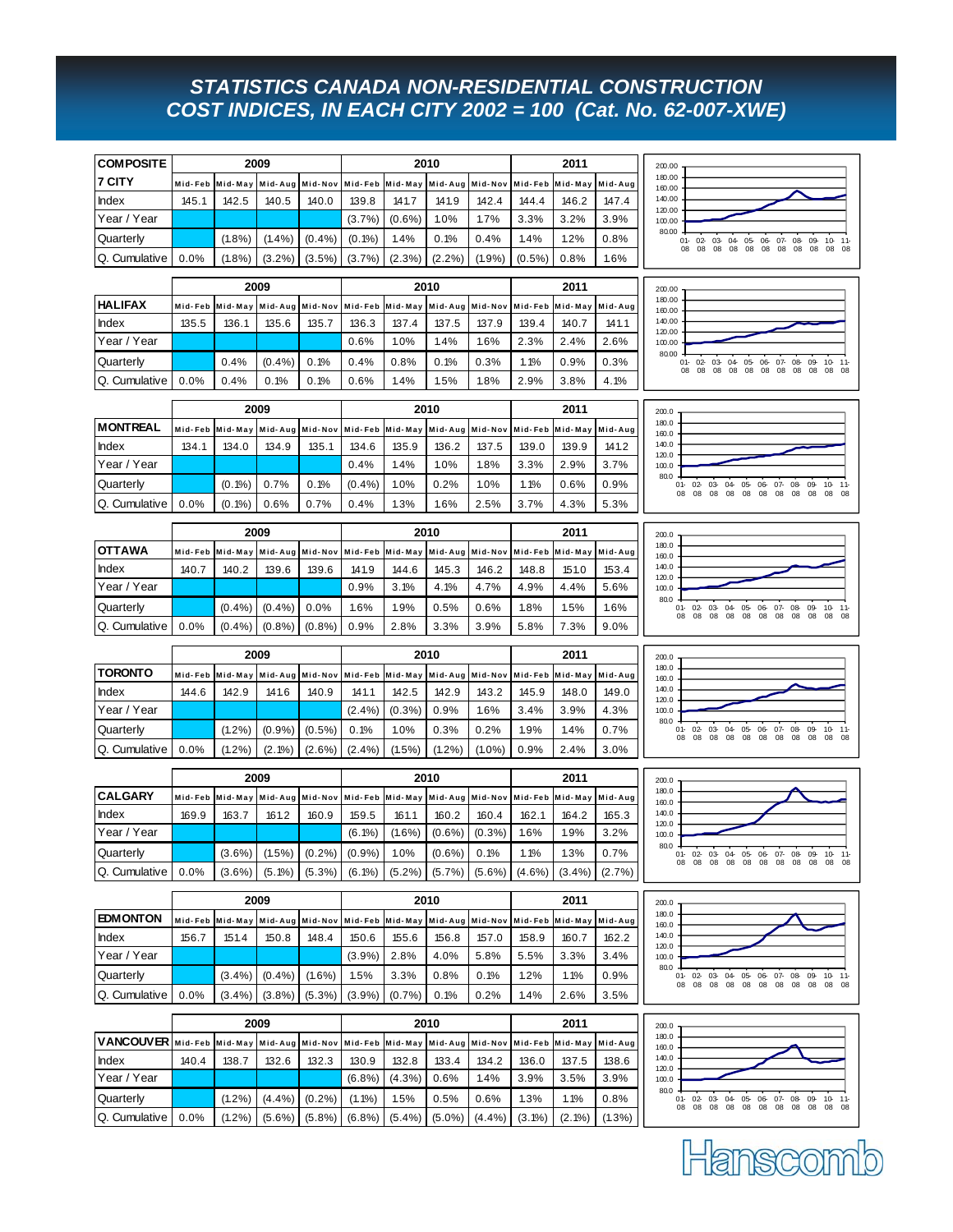# STATISTICS CANADA NON-RESIDENTIAL CONSTRUCTION COST INDICES, IN EACH CITY 2002 = 100 (Cat. No. 62-007-XWE)

| COMPOSITE | 2009 | | | | 2010 | | | | 2011 | | |
|---|---|---|---|---|---|---|---|---|---|---|---|
| 7 CITY | Mid-Feb | Mid-May | Mid-Aug | Mid-Nov | Mid-Feb | Mid-May | Mid-Aug | Mid-Nov | Mid-Feb | Mid-May | Mid-Aug |
| Index | 145.1 | 142.5 | 140.5 | 140.0 | 139.8 | 141.7 | 141.9 | 142.4 | 144.4 | 146.2 | 147.4 |
| Year / Year | | | | | (3.7%) | (0.6%) | 1.0% | 1.7% | 3.3% | 3.2% | 3.9% |
| Quarterly | | (1.8%) | (1.4%) | (0.4%) | (0.1%) | 1.4% | 0.1% | 0.4% | 1.4% | 1.2% | 0.8% |
| Q. Cumulative | 0.0% | (1.8%) | (3.2%) | (3.5%) | (3.7%) | (2.3%) | (2.2%) | (1.9%) | (0.5%) | 0.8% | 1.6% |

200.00
180.00
160.00
140.00
120.00
100.00
80.00
01-08 02-08 03-08 04-08 05-08 06-08 07-08 08-08 09-08 10-08 11-08

| | 2009 | | | | 2010 | | | | 2011 | | |
|---|---|---|---|---|---|---|---|---|---|---|---|
| HALIFAX | Mid-Feb | Mid-May | Mid-Aug | Mid-Nov | Mid-Feb | Mid-May | Mid-Aug | Mid-Nov | Mid-Feb | Mid-May | Mid-Aug |
| Index | 135.5 | 136.1 | 135.6 | 135.7 | 136.3 | 137.4 | 137.5 | 137.9 | 139.4 | 140.7 | 141.1 |
| Year / Year | | | | | 0.6% | 1.0% | 1.4% | 1.6% | 2.3% | 2.4% | 2.6% |
| Quarterly | | 0.4% | (0.4%) | 0.1% | 0.4% | 0.8% | 0.1% | 0.3% | 1.1% | 0.9% | 0.3% |
| Q. Cumulative | 0.0% | 0.4% | 0.1% | 0.1% | 0.6% | 1.4% | 1.5% | 1.8% | 2.9% | 3.8% | 4.1% |

200.00
180.00
160.00
140.00
120.00
100.00
80.00
01-08 02-08 03-08 04-08 05-08 06-08 07-08 08-08 09-08 10-08 11-08

| | 2009 | | | | 2010 | | | | 2011 | | |
|---|---|---|---|---|---|---|---|---|---|---|---|
| MONTREAL | Mid-Feb | Mid-May | Mid-Aug | Mid-Nov | Mid-Feb | Mid-May | Mid-Aug | Mid-Nov | Mid-Feb | Mid-May | Mid-Aug |
| Index | 134.1 | 134.0 | 134.9 | 135.1 | 134.6 | 135.9 | 136.2 | 137.5 | 139.0 | 139.9 | 141.2 |
| Year / Year | | | | | 0.4% | 1.4% | 1.0% | 1.8% | 3.3% | 2.9% | 3.7% |
| Quarterly | | (0.1%) | 0.7% | 0.1% | (0.4%) | 1.0% | 0.2% | 1.0% | 1.1% | 0.6% | 0.9% |
| Q. Cumulative | 0.0% | (0.1%) | 0.6% | 0.7% | 0.4% | 1.3% | 1.6% | 2.5% | 3.7% | 4.3% | 5.3% |

200.0
180.0
160.0
140.0
120.0
100.0
80.0
01-08 02-08 03-08 04-08 05-08 06-08 07-08 08-08 09-08 10-08 11-08

| | 2009 | | | | 2010 | | | | 2011 | | |
|---|---|---|---|---|---|---|---|---|---|---|---|
| OTTAWA | Mid-Feb | Mid-May | Mid-Aug | Mid-Nov | Mid-Feb | Mid-May | Mid-Aug | Mid-Nov | Mid-Feb | Mid-May | Mid-Aug |
| Index | 140.7 | 140.2 | 139.6 | 139.6 | 141.9 | 144.6 | 145.3 | 146.2 | 148.8 | 151.0 | 153.4 |
| Year / Year | | | | | 0.9% | 3.1% | 4.1% | 4.7% | 4.9% | 4.4% | 5.6% |
| Quarterly | | (0.4%) | (0.4%) | 0.0% | 1.6% | 1.9% | 0.5% | 0.6% | 1.8% | 1.5% | 1.6% |
| Q. Cumulative | 0.0% | (0.4%) | (0.8%) | (0.8%) | 0.9% | 2.8% | 3.3% | 3.9% | 5.8% | 7.3% | 9.0% |

200.0
180.0
160.0
140.0
120.0
100.0
80.0
01-08 02-08 03-08 04-08 05-08 06-08 07-08 08-08 09-08 10-08 11-08

| | 2009 | | | | 2010 | | | | 2011 | | |
|---|---|---|---|---|---|---|---|---|---|---|---|
| TORONTO | Mid-Feb | Mid-May | Mid-Aug | Mid-Nov | Mid-Feb | Mid-May | Mid-Aug | Mid-Nov | Mid-Feb | Mid-May | Mid-Aug |
| Index | 144.6 | 142.9 | 141.6 | 140.9 | 141.1 | 142.5 | 142.9 | 143.2 | 145.9 | 148.0 | 149.0 |
| Year / Year | | | | | (2.4%) | (0.3%) | 0.9% | 1.6% | 3.4% | 3.9% | 4.3% |
| Quarterly | | (1.2%) | (0.9%) | (0.5%) | 0.1% | 1.0% | 0.3% | 0.2% | 1.9% | 1.4% | 0.7% |
| Q. Cumulative | 0.0% | (1.2%) | (2.1%) | (2.6%) | (2.4%) | (1.5%) | (1.2%) | (1.0%) | 0.9% | 2.4% | 3.0% |

200.0
180.0
160.0
140.0
120.0
100.0
80.0
01-08 02-08 03-08 04-08 05-08 06-08 07-08 08-08 09-08 10-08 11-08

| | 2009 | | | | 2010 | | | | 2011 | | |
|---|---|---|---|---|---|---|---|---|---|---|---|
| CALGARY | Mid-Feb | Mid-May | Mid-Aug | Mid-Nov | Mid-Feb | Mid-May | Mid-Aug | Mid-Nov | Mid-Feb | Mid-May | Mid-Aug |
| Index | 169.9 | 163.7 | 161.2 | 160.9 | 159.5 | 161.1 | 160.2 | 160.4 | 162.1 | 164.2 | 165.3 |
| Year / Year | | | | | (6.1%) | (1.6%) | (0.6%) | (0.3%) | 1.6% | 1.9% | 3.2% |
| Quarterly | | (3.6%) | (1.5%) | (0.2%) | (0.9%) | 1.0% | (0.6%) | 0.1% | 1.1% | 1.3% | 0.7% |
| Q. Cumulative | 0.0% | (3.6%) | (5.1%) | (5.3%) | (6.1%) | (5.2%) | (5.7%) | (5.6%) | (4.6%) | (3.4%) | (2.7%) |

200.0
180.0
160.0
140.0
120.0
100.0
80.0
01-08 02-08 03-08 04-08 05-08 06-08 07-08 08-08 09-08 10-08 11-08

| | 2009 | | | | 2010 | | | | 2011 | | |
|---|---|---|---|---|---|---|---|---|---|---|---|
| EDMONTON | Mid-Feb | Mid-May | Mid-Aug | Mid-Nov | Mid-Feb | Mid-May | Mid-Aug | Mid-Nov | Mid-Feb | Mid-May | Mid-Aug |
| Index | 156.7 | 151.4 | 150.8 | 148.4 | 150.6 | 155.6 | 156.8 | 157.0 | 158.9 | 160.7 | 162.2 |
| Year / Year | | | | | (3.9%) | 2.8% | 4.0% | 5.8% | 5.5% | 3.3% | 3.4% |
| Quarterly | | (3.4%) | (0.4%) | (1.6%) | 1.5% | 3.3% | 0.8% | 0.1% | 1.2% | 1.1% | 0.9% |
| Q. Cumulative | 0.0% | (3.4%) | (3.8%) | (5.3%) | (3.9%) | (0.7%) | 0.1% | 0.2% | 1.4% | 2.6% | 3.5% |

200.0
180.0
160.0
140.0
120.0
100.0
80.0
01-08 02-08 03-08 04-08 05-08 06-08 07-08 08-08 09-08 10-08 11-08

| | 2009 | | | | 2010 | | | | 2011 | | |
|---|---|---|---|---|---|---|---|---|---|---|---|
| VANCOUVER | Mid-Feb | Mid-May | Mid-Aug | Mid-Nov | Mid-Feb | Mid-May | Mid-Aug | Mid-Nov | Mid-Feb | Mid-May | Mid-Aug |
| Index | 140.4 | 138.7 | 132.6 | 132.3 | 130.9 | 132.8 | 133.4 | 134.2 | 136.0 | 137.5 | 138.6 |
| Year / Year | | | | | (6.8%) | (4.3%) | 0.6% | 1.4% | 3.9% | 3.5% | 3.9% |
| Quarterly | | (1.2%) | (4.4%) | (0.2%) | (1.1%) | 1.5% | 0.5% | 0.6% | 1.3% | 1.1% | 0.8% |
| Q. Cumulative | 0.0% | (1.2%) | (5.6%) | (5.8%) | (6.8%) | (5.4%) | (5.0%) | (4.4%) | (3.1%) | (2.1%) | (1.3%) |

200.0
180.0
160.0
140.0
120.0
100.0
80.0
01-08 02-08 03-08 04-08 05-08 06-08 07-08 08-08 09-08 10-08 11-08

Hanscomb